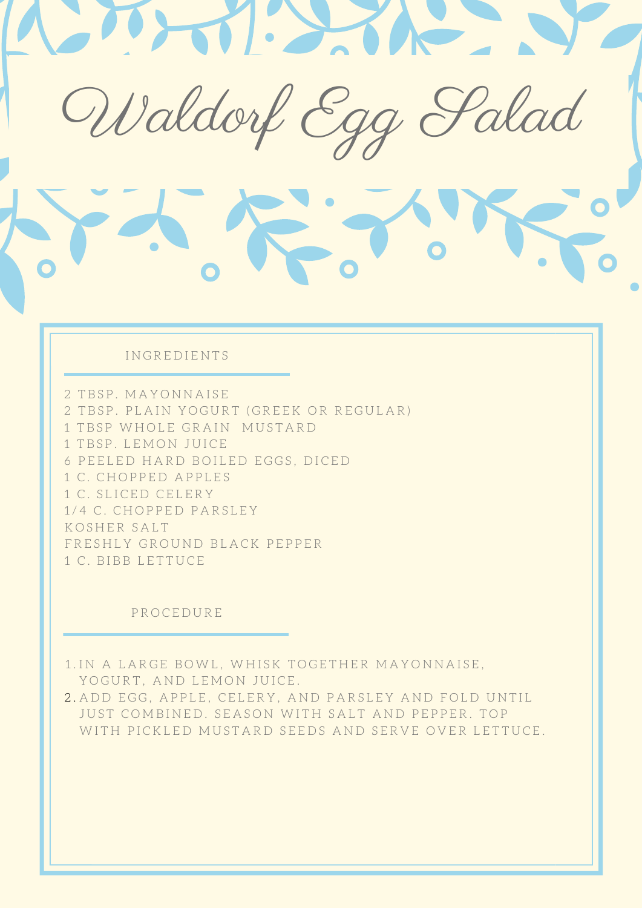# Waldorf Egg Salad

## INGREDIENTS

2 TBSP. MAYONNAISE
2 TBSP. PLAIN YOGURT (GREEK OR REGULAR)
1 TBSP WHOLE GRAIN MUSTARD
1 TBSP. LEMON JUICE
6 PEELED HARD BOILED EGGS, DICED
1 C. CHOPPED APPLES
1 C. SLICED CELERY
1/4 C. CHOPPED PARSLEY
KOSHER SALT
FRESHLY GROUND BLACK PEPPER
1 C. BIBB LETTUCE

## PROCEDURE

1. IN A LARGE BOWL, WHISK TOGETHER MAYONNAISE, YOGURT, AND LEMON JUICE.
2. ADD EGG, APPLE, CELERY, AND PARSLEY AND FOLD UNTIL JUST COMBINED. SEASON WITH SALT AND PEPPER. TOP WITH PICKLED MUSTARD SEEDS AND SERVE OVER LETTUCE.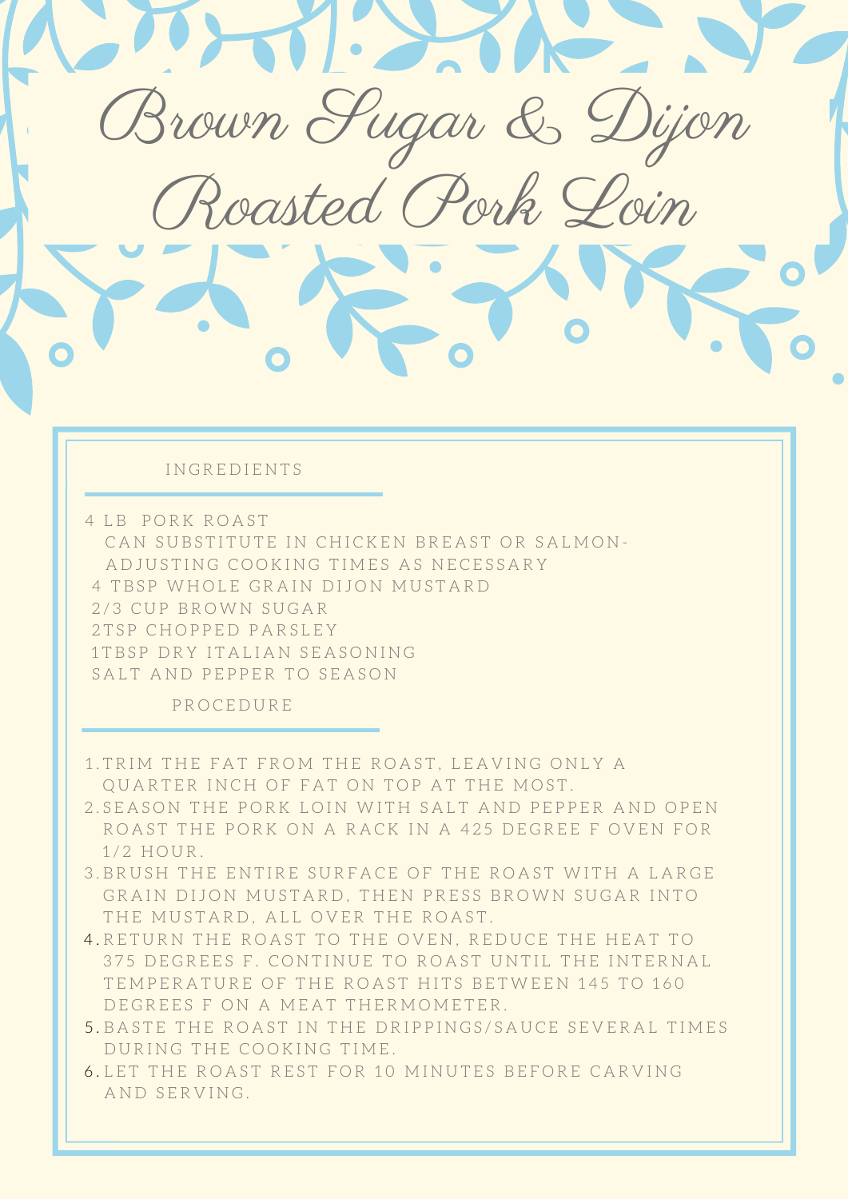# Brown Sugar & Dijon Roasted Pork Loin

## INGREDIENTS

- 4 LB PORK ROAST
  - CAN SUBSTITUTE IN CHICKEN BREAST OR SALMON- ADJUSTING COOKING TIMES AS NECESSARY
- 4 TBSP WHOLE GRAIN DIJON MUSTARD
- 2/3 CUP BROWN SUGAR
- 2TSP CHOPPED PARSLEY
- 1TBSP DRY ITALIAN SEASONING
- SALT AND PEPPER TO SEASON

## PROCEDURE

1. TRIM THE FAT FROM THE ROAST, LEAVING ONLY A QUARTER INCH OF FAT ON TOP AT THE MOST.
2. SEASON THE PORK LOIN WITH SALT AND PEPPER AND OPEN ROAST THE PORK ON A RACK IN A 425 DEGREE F OVEN FOR 1/2 HOUR.
3. BRUSH THE ENTIRE SURFACE OF THE ROAST WITH A LARGE GRAIN DIJON MUSTARD, THEN PRESS BROWN SUGAR INTO THE MUSTARD, ALL OVER THE ROAST.
4. RETURN THE ROAST TO THE OVEN, REDUCE THE HEAT TO 375 DEGREES F. CONTINUE TO ROAST UNTIL THE INTERNAL TEMPERATURE OF THE ROAST HITS BETWEEN 145 TO 160 DEGREES F ON A MEAT THERMOMETER.
5. BASTE THE ROAST IN THE DRIPPINGS/SAUCE SEVERAL TIMES DURING THE COOKING TIME.
6. LET THE ROAST REST FOR 10 MINUTES BEFORE CARVING AND SERVING.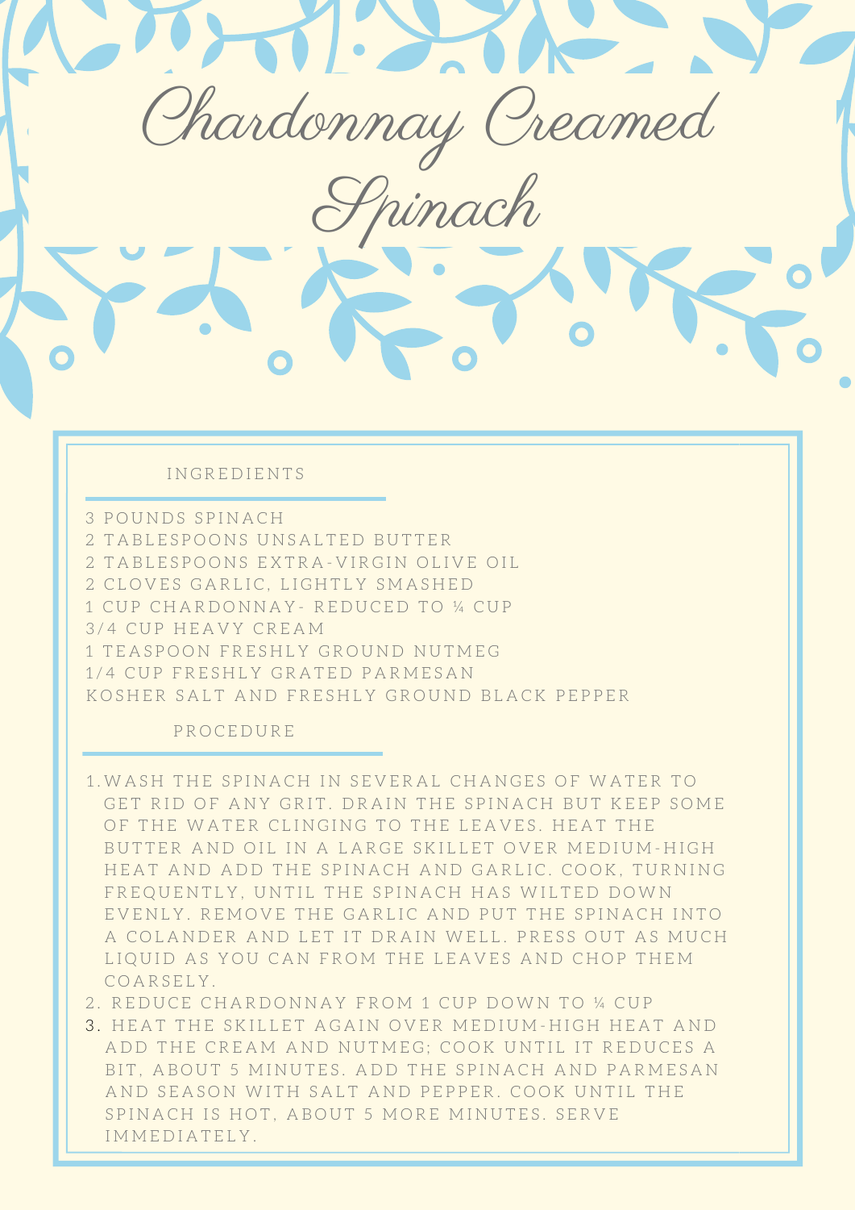# Chardonnay Creamed Spinach

## INGREDIENTS

3 POUNDS SPINACH
2 TABLESPOONS UNSALTED BUTTER
2 TABLESPOONS EXTRA-VIRGIN OLIVE OIL
2 CLOVES GARLIC, LIGHTLY SMASHED
1 CUP CHARDONNAY- REDUCED TO ¼ CUP
3/4 CUP HEAVY CREAM
1 TEASPOON FRESHLY GROUND NUTMEG
1/4 CUP FRESHLY GRATED PARMESAN
KOSHER SALT AND FRESHLY GROUND BLACK PEPPER

## PROCEDURE

1. WASH THE SPINACH IN SEVERAL CHANGES OF WATER TO GET RID OF ANY GRIT. DRAIN THE SPINACH BUT KEEP SOME OF THE WATER CLINGING TO THE LEAVES. HEAT THE BUTTER AND OIL IN A LARGE SKILLET OVER MEDIUM-HIGH HEAT AND ADD THE SPINACH AND GARLIC. COOK, TURNING FREQUENTLY, UNTIL THE SPINACH HAS WILTED DOWN EVENLY. REMOVE THE GARLIC AND PUT THE SPINACH INTO A COLANDER AND LET IT DRAIN WELL. PRESS OUT AS MUCH LIQUID AS YOU CAN FROM THE LEAVES AND CHOP THEM COARSELY.
2. REDUCE CHARDONNAY FROM 1 CUP DOWN TO ¼ CUP
3. HEAT THE SKILLET AGAIN OVER MEDIUM-HIGH HEAT AND ADD THE CREAM AND NUTMEG; COOK UNTIL IT REDUCES A BIT, ABOUT 5 MINUTES. ADD THE SPINACH AND PARMESAN AND SEASON WITH SALT AND PEPPER. COOK UNTIL THE SPINACH IS HOT, ABOUT 5 MORE MINUTES. SERVE IMMEDIATELY.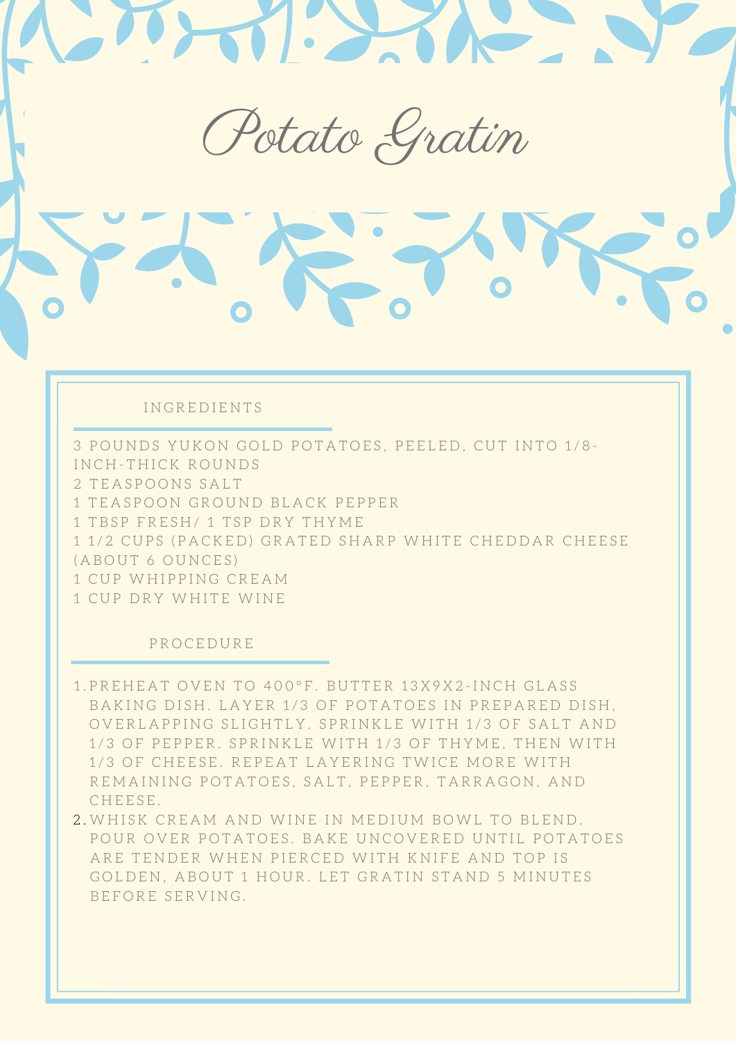# Potato Gratin

## INGREDIENTS

3 POUNDS YUKON GOLD POTATOES, PEELED, CUT INTO 1/8-INCH-THICK ROUNDS
2 TEASPOONS SALT
1 TEASPOON GROUND BLACK PEPPER
1 TBSP FRESH/ 1 TSP DRY THYME
1 1/2 CUPS (PACKED) GRATED SHARP WHITE CHEDDAR CHEESE (ABOUT 6 OUNCES)
1 CUP WHIPPING CREAM
1 CUP DRY WHITE WINE

## PROCEDURE

1. PREHEAT OVEN TO 400°F. BUTTER 13X9X2-INCH GLASS BAKING DISH. LAYER 1/3 OF POTATOES IN PREPARED DISH, OVERLAPPING SLIGHTLY. SPRINKLE WITH 1/3 OF SALT AND 1/3 OF PEPPER. SPRINKLE WITH 1/3 OF THYME, THEN WITH 1/3 OF CHEESE. REPEAT LAYERING TWICE MORE WITH REMAINING POTATOES, SALT, PEPPER, TARRAGON, AND CHEESE.
2. WHISK CREAM AND WINE IN MEDIUM BOWL TO BLEND. POUR OVER POTATOES. BAKE UNCOVERED UNTIL POTATOES ARE TENDER WHEN PIERCED WITH KNIFE AND TOP IS GOLDEN, ABOUT 1 HOUR. LET GRATIN STAND 5 MINUTES BEFORE SERVING.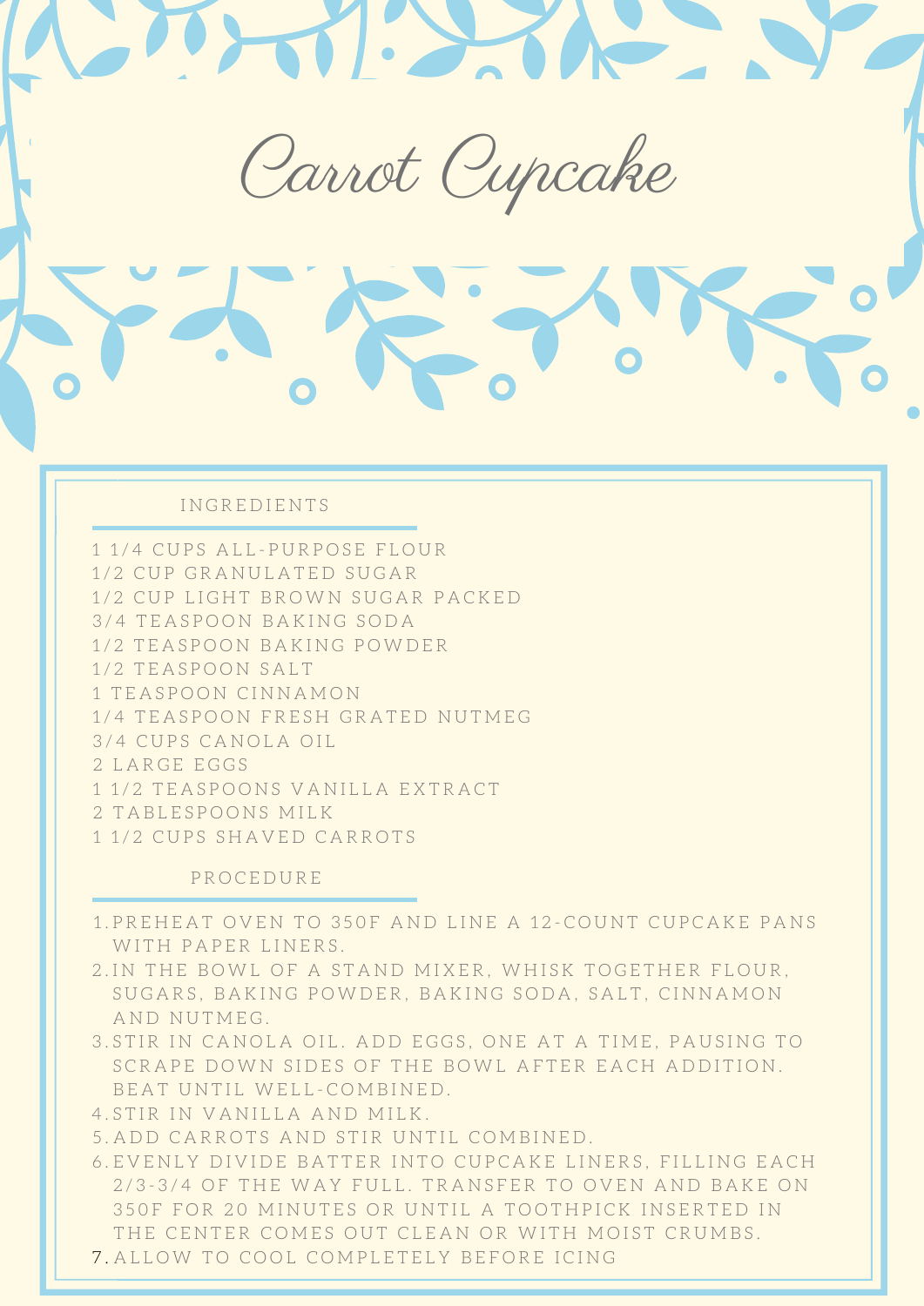# Carrot Cupcake

## INGREDIENTS

1 1/4 CUPS ALL-PURPOSE FLOUR
1/2 CUP GRANULATED SUGAR
1/2 CUP LIGHT BROWN SUGAR PACKED
3/4 TEASPOON BAKING SODA
1/2 TEASPOON BAKING POWDER
1/2 TEASPOON SALT
1 TEASPOON CINNAMON
1/4 TEASPOON FRESH GRATED NUTMEG
3/4 CUPS CANOLA OIL
2 LARGE EGGS
1 1/2 TEASPOONS VANILLA EXTRACT
2 TABLESPOONS MILK
1 1/2 CUPS SHAVED CARROTS

## PROCEDURE

1. PREHEAT OVEN TO 350F AND LINE A 12-COUNT CUPCAKE PANS WITH PAPER LINERS.
2. IN THE BOWL OF A STAND MIXER, WHISK TOGETHER FLOUR, SUGARS, BAKING POWDER, BAKING SODA, SALT, CINNAMON AND NUTMEG.
3. STIR IN CANOLA OIL. ADD EGGS, ONE AT A TIME, PAUSING TO SCRAPE DOWN SIDES OF THE BOWL AFTER EACH ADDITION. BEAT UNTIL WELL-COMBINED.
4. STIR IN VANILLA AND MILK.
5. ADD CARROTS AND STIR UNTIL COMBINED.
6. EVENLY DIVIDE BATTER INTO CUPCAKE LINERS, FILLING EACH 2/3-3/4 OF THE WAY FULL. TRANSFER TO OVEN AND BAKE ON 350F FOR 20 MINUTES OR UNTIL A TOOTHPICK INSERTED IN THE CENTER COMES OUT CLEAN OR WITH MOIST CRUMBS.
7. ALLOW TO COOL COMPLETELY BEFORE ICING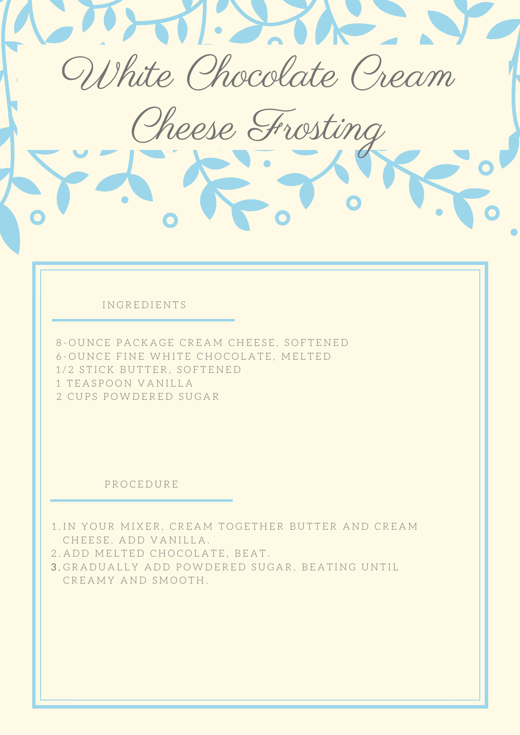# White Chocolate Cream Cheese Frosting

## INGREDIENTS

8-OUNCE PACKAGE CREAM CHEESE, SOFTENED
6-OUNCE FINE WHITE CHOCOLATE, MELTED
1/2 STICK BUTTER, SOFTENED
1 TEASPOON VANILLA
2 CUPS POWDERED SUGAR

## PROCEDURE

1. IN YOUR MIXER, CREAM TOGETHER BUTTER AND CREAM CHEESE. ADD VANILLA.
2. ADD MELTED CHOCOLATE, BEAT.
3. GRADUALLY ADD POWDERED SUGAR, BEATING UNTIL CREAMY AND SMOOTH.